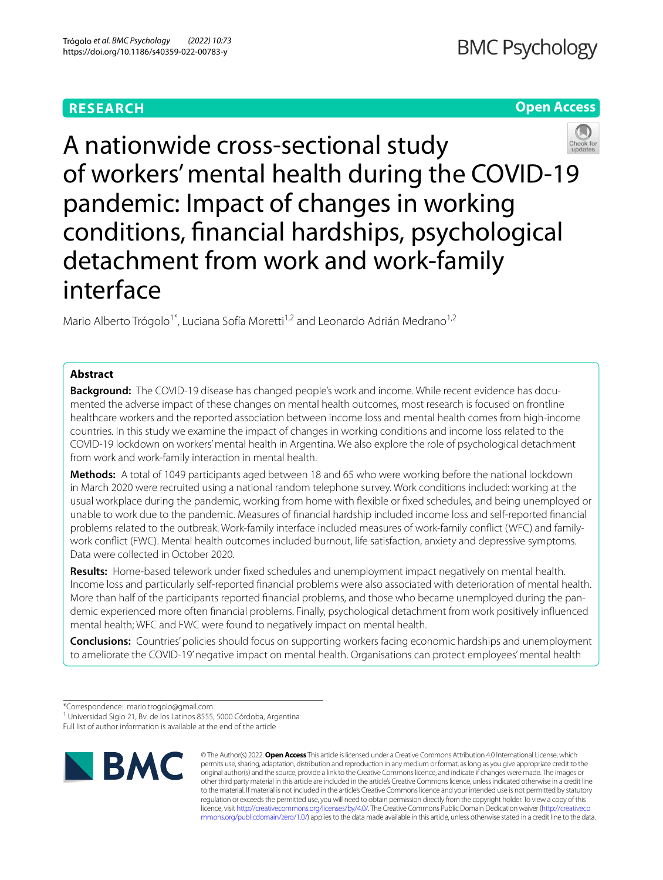RESEARCH

Open Access

# A nationwide cross-sectional study of workers' mental health during the COVID-19 pandemic: Impact of changes in working conditions, financial hardships, psychological detachment from work and work-family interface

Mario Alberto Trógolo[1*], Luciana Sofía Moretti[1,2] and Leonardo Adrián Medrano[1,2]

## Abstract

**Background:** The COVID-19 disease has changed people's work and income. While recent evidence has documented the adverse impact of these changes on mental health outcomes, most research is focused on frontline healthcare workers and the reported association between income loss and mental health comes from high-income countries. In this study we examine the impact of changes in working conditions and income loss related to the COVID-19 lockdown on workers' mental health in Argentina. We also explore the role of psychological detachment from work and work-family interaction in mental health.

**Methods:** A total of 1049 participants aged between 18 and 65 who were working before the national lockdown in March 2020 were recruited using a national random telephone survey. Work conditions included: working at the usual workplace during the pandemic, working from home with flexible or fixed schedules, and being unemployed or unable to work due to the pandemic. Measures of financial hardship included income loss and self-reported financial problems related to the outbreak. Work-family interface included measures of work-family conflict (WFC) and family-work conflict (FWC). Mental health outcomes included burnout, life satisfaction, anxiety and depressive symptoms. Data were collected in October 2020.

**Results:** Home-based telework under fixed schedules and unemployment impact negatively on mental health. Income loss and particularly self-reported financial problems were also associated with deterioration of mental health. More than half of the participants reported financial problems, and those who became unemployed during the pandemic experienced more often financial problems. Finally, psychological detachment from work positively influenced mental health; WFC and FWC were found to negatively impact on mental health.

**Conclusions:** Countries' policies should focus on supporting workers facing economic hardships and unemployment to ameliorate the COVID-19' negative impact on mental health. Organisations can protect employees' mental health

*Correspondence: mario.trogolo@gmail.com
[1] Universidad Siglo 21, Bv. de los Latinos 8555, 5000 Córdoba, Argentina
Full list of author information is available at the end of the article

© The Author(s) 2022. **Open Access** This article is licensed under a Creative Commons Attribution 4.0 International License, which permits use, sharing, adaptation, distribution and reproduction in any medium or format, as long as you give appropriate credit to the original author(s) and the source, provide a link to the Creative Commons licence, and indicate if changes were made. The images or other third party material in this article are included in the article's Creative Commons licence, unless indicated otherwise in a credit line to the material. If material is not included in the article's Creative Commons licence and your intended use is not permitted by statutory regulation or exceeds the permitted use, you will need to obtain permission directly from the copyright holder. To view a copy of this licence, visit http://creativecommons.org/licenses/by/4.0/. The Creative Commons Public Domain Dedication waiver (http://creativecommons.org/publicdomain/zero/1.0/) applies to the data made available in this article, unless otherwise stated in a credit line to the data.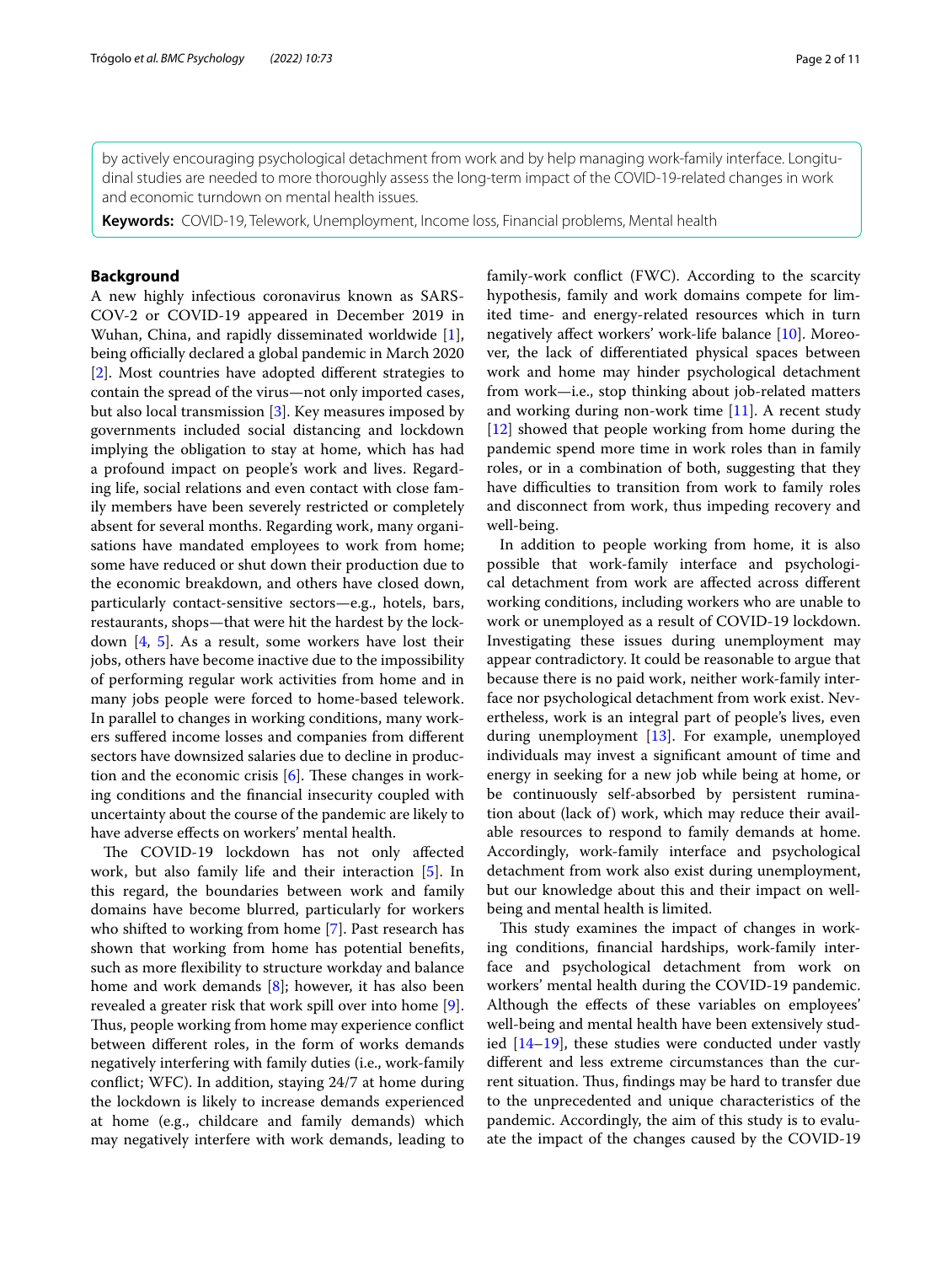by actively encouraging psychological detachment from work and by help managing work-family interface. Longitudinal studies are needed to more thoroughly assess the long-term impact of the COVID-19-related changes in work and economic turndown on mental health issues.

**Keywords:** COVID-19, Telework, Unemployment, Income loss, Financial problems, Mental health

## Background

A new highly infectious coronavirus known as SARS-COV-2 or COVID-19 appeared in December 2019 in Wuhan, China, and rapidly disseminated worldwide [1], being officially declared a global pandemic in March 2020 [2]. Most countries have adopted different strategies to contain the spread of the virus—not only imported cases, but also local transmission [3]. Key measures imposed by governments included social distancing and lockdown implying the obligation to stay at home, which has had a profound impact on people's work and lives. Regarding life, social relations and even contact with close family members have been severely restricted or completely absent for several months. Regarding work, many organisations have mandated employees to work from home; some have reduced or shut down their production due to the economic breakdown, and others have closed down, particularly contact-sensitive sectors—e.g., hotels, bars, restaurants, shops—that were hit the hardest by the lockdown [4, 5]. As a result, some workers have lost their jobs, others have become inactive due to the impossibility of performing regular work activities from home and in many jobs people were forced to home-based telework. In parallel to changes in working conditions, many workers suffered income losses and companies from different sectors have downsized salaries due to decline in production and the economic crisis [6]. These changes in working conditions and the financial insecurity coupled with uncertainty about the course of the pandemic are likely to have adverse effects on workers' mental health.

The COVID-19 lockdown has not only affected work, but also family life and their interaction [5]. In this regard, the boundaries between work and family domains have become blurred, particularly for workers who shifted to working from home [7]. Past research has shown that working from home has potential benefits, such as more flexibility to structure workday and balance home and work demands [8]; however, it has also been revealed a greater risk that work spill over into home [9]. Thus, people working from home may experience conflict between different roles, in the form of works demands negatively interfering with family duties (i.e., work-family conflict; WFC). In addition, staying 24/7 at home during the lockdown is likely to increase demands experienced at home (e.g., childcare and family demands) which may negatively interfere with work demands, leading to family-work conflict (FWC). According to the scarcity hypothesis, family and work domains compete for limited time- and energy-related resources which in turn negatively affect workers' work-life balance [10]. Moreover, the lack of differentiated physical spaces between work and home may hinder psychological detachment from work—i.e., stop thinking about job-related matters and working during non-work time [11]. A recent study [12] showed that people working from home during the pandemic spend more time in work roles than in family roles, or in a combination of both, suggesting that they have difficulties to transition from work to family roles and disconnect from work, thus impeding recovery and well-being.

In addition to people working from home, it is also possible that work-family interface and psychological detachment from work are affected across different working conditions, including workers who are unable to work or unemployed as a result of COVID-19 lockdown. Investigating these issues during unemployment may appear contradictory. It could be reasonable to argue that because there is no paid work, neither work-family interface nor psychological detachment from work exist. Nevertheless, work is an integral part of people's lives, even during unemployment [13]. For example, unemployed individuals may invest a significant amount of time and energy in seeking for a new job while being at home, or be continuously self-absorbed by persistent rumination about (lack of) work, which may reduce their available resources to respond to family demands at home. Accordingly, work-family interface and psychological detachment from work also exist during unemployment, but our knowledge about this and their impact on well-being and mental health is limited.

This study examines the impact of changes in working conditions, financial hardships, work-family interface and psychological detachment from work on workers' mental health during the COVID-19 pandemic. Although the effects of these variables on employees' well-being and mental health have been extensively studied [14–19], these studies were conducted under vastly different and less extreme circumstances than the current situation. Thus, findings may be hard to transfer due to the unprecedented and unique characteristics of the pandemic. Accordingly, the aim of this study is to evaluate the impact of the changes caused by the COVID-19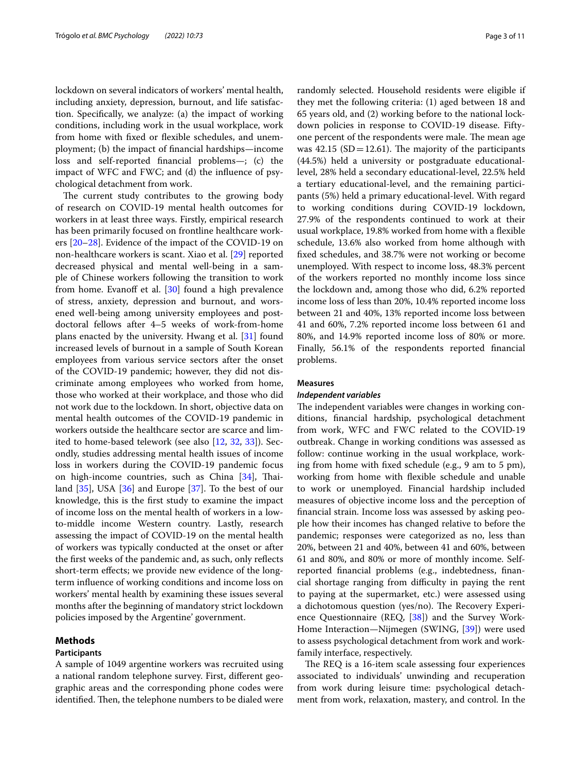lockdown on several indicators of workers' mental health, including anxiety, depression, burnout, and life satisfaction. Specifically, we analyze: (a) the impact of working conditions, including work in the usual workplace, work from home with fixed or flexible schedules, and unemployment; (b) the impact of financial hardships—income loss and self-reported financial problems—; (c) the impact of WFC and FWC; and (d) the influence of psychological detachment from work.

The current study contributes to the growing body of research on COVID-19 mental health outcomes for workers in at least three ways. Firstly, empirical research has been primarily focused on frontline healthcare workers [20–28]. Evidence of the impact of the COVID-19 on non-healthcare workers is scant. Xiao et al. [29] reported decreased physical and mental well-being in a sample of Chinese workers following the transition to work from home. Evanoff et al. [30] found a high prevalence of stress, anxiety, depression and burnout, and worsened well-being among university employees and post-doctoral fellows after 4–5 weeks of work-from-home plans enacted by the university. Hwang et al. [31] found increased levels of burnout in a sample of South Korean employees from various service sectors after the onset of the COVID-19 pandemic; however, they did not discriminate among employees who worked from home, those who worked at their workplace, and those who did not work due to the lockdown. In short, objective data on mental health outcomes of the COVID-19 pandemic in workers outside the healthcare sector are scarce and limited to home-based telework (see also [12, 32, 33]). Secondly, studies addressing mental health issues of income loss in workers during the COVID-19 pandemic focus on high-income countries, such as China [34], Thailand [35], USA [36] and Europe [37]. To the best of our knowledge, this is the first study to examine the impact of income loss on the mental health of workers in a low-to-middle income Western country. Lastly, research assessing the impact of COVID-19 on the mental health of workers was typically conducted at the onset or after the first weeks of the pandemic and, as such, only reflects short-term effects; we provide new evidence of the long-term influence of working conditions and income loss on workers' mental health by examining these issues several months after the beginning of mandatory strict lockdown policies imposed by the Argentine' government.

## Methods

### Participants

A sample of 1049 argentine workers was recruited using a national random telephone survey. First, different geographic areas and the corresponding phone codes were identified. Then, the telephone numbers to be dialed were randomly selected. Household residents were eligible if they met the following criteria: (1) aged between 18 and 65 years old, and (2) working before to the national lockdown policies in response to COVID-19 disease. Fifty-one percent of the respondents were male. The mean age was 42.15 (SD = 12.61). The majority of the participants (44.5%) held a university or postgraduate educational-level, 28% held a secondary educational-level, 22.5% held a tertiary educational-level, and the remaining participants (5%) held a primary educational-level. With regard to working conditions during COVID-19 lockdown, 27.9% of the respondents continued to work at their usual workplace, 19.8% worked from home with a flexible schedule, 13.6% also worked from home although with fixed schedules, and 38.7% were not working or become unemployed. With respect to income loss, 48.3% percent of the workers reported no monthly income loss since the lockdown and, among those who did, 6.2% reported income loss of less than 20%, 10.4% reported income loss between 21 and 40%, 13% reported income loss between 41 and 60%, 7.2% reported income loss between 61 and 80%, and 14.9% reported income loss of 80% or more. Finally, 56.1% of the respondents reported financial problems.

### Measures

#### *Independent variables*

The independent variables were changes in working conditions, financial hardship, psychological detachment from work, WFC and FWC related to the COVID-19 outbreak. Change in working conditions was assessed as follow: continue working in the usual workplace, working from home with fixed schedule (e.g., 9 am to 5 pm), working from home with flexible schedule and unable to work or unemployed. Financial hardship included measures of objective income loss and the perception of financial strain. Income loss was assessed by asking people how their incomes has changed relative to before the pandemic; responses were categorized as no, less than 20%, between 21 and 40%, between 41 and 60%, between 61 and 80%, and 80% or more of monthly income. Self-reported financial problems (e.g., indebtedness, financial shortage ranging from difficulty in paying the rent to paying at the supermarket, etc.) were assessed using a dichotomous question (yes/no). The Recovery Experience Questionnaire (REQ, [38]) and the Survey Work-Home Interaction—Nijmegen (SWING, [39]) were used to assess psychological detachment from work and work-family interface, respectively.

The REQ is a 16-item scale assessing four experiences associated to individuals' unwinding and recuperation from work during leisure time: psychological detachment from work, relaxation, mastery, and control. In the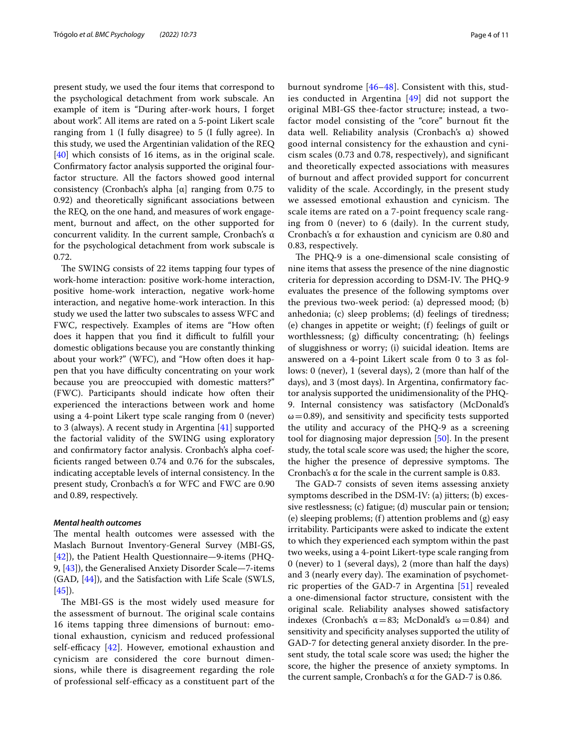present study, we used the four items that correspond to the psychological detachment from work subscale. An example of item is "During after-work hours, I forget about work". All items are rated on a 5-point Likert scale ranging from 1 (I fully disagree) to 5 (I fully agree). In this study, we used the Argentinian validation of the REQ [40] which consists of 16 items, as in the original scale. Confirmatory factor analysis supported the original four-factor structure. All the factors showed good internal consistency (Cronbach's alpha [α] ranging from 0.75 to 0.92) and theoretically significant associations between the REQ, on the one hand, and measures of work engagement, burnout and affect, on the other supported for concurrent validity. In the current sample, Cronbach's α for the psychological detachment from work subscale is 0.72.

The SWING consists of 22 items tapping four types of work-home interaction: positive work-home interaction, positive home-work interaction, negative work-home interaction, and negative home-work interaction. In this study we used the latter two subscales to assess WFC and FWC, respectively. Examples of items are "How often does it happen that you find it difficult to fulfill your domestic obligations because you are constantly thinking about your work?" (WFC), and "How often does it happen that you have difficulty concentrating on your work because you are preoccupied with domestic matters?" (FWC). Participants should indicate how often their experienced the interactions between work and home using a 4-point Likert type scale ranging from 0 (never) to 3 (always). A recent study in Argentina [41] supported the factorial validity of the SWING using exploratory and confirmatory factor analysis. Cronbach's alpha coefficients ranged between 0.74 and 0.76 for the subscales, indicating acceptable levels of internal consistency. In the present study, Cronbach's α for WFC and FWC are 0.90 and 0.89, respectively.

#### *Mental health outcomes*

The mental health outcomes were assessed with the Maslach Burnout Inventory-General Survey (MBI-GS, [42]), the Patient Health Questionnaire—9-items (PHQ-9, [43]), the Generalised Anxiety Disorder Scale—7-items (GAD, [44]), and the Satisfaction with Life Scale (SWLS, [45]).

The MBI-GS is the most widely used measure for the assessment of burnout. The original scale contains 16 items tapping three dimensions of burnout: emotional exhaustion, cynicism and reduced professional self-efficacy [42]. However, emotional exhaustion and cynicism are considered the core burnout dimensions, while there is disagreement regarding the role of professional self-efficacy as a constituent part of the burnout syndrome [46–48]. Consistent with this, studies conducted in Argentina [49] did not support the original MBI-GS thee-factor structure; instead, a two-factor model consisting of the "core" burnout fit the data well. Reliability analysis (Cronbach's α) showed good internal consistency for the exhaustion and cynicism scales (0.73 and 0.78, respectively), and significant and theoretically expected associations with measures of burnout and affect provided support for concurrent validity of the scale. Accordingly, in the present study we assessed emotional exhaustion and cynicism. The scale items are rated on a 7-point frequency scale ranging from 0 (never) to 6 (daily). In the current study, Cronbach's α for exhaustion and cynicism are 0.80 and 0.83, respectively.

The PHQ-9 is a one-dimensional scale consisting of nine items that assess the presence of the nine diagnostic criteria for depression according to DSM-IV. The PHQ-9 evaluates the presence of the following symptoms over the previous two-week period: (a) depressed mood; (b) anhedonia; (c) sleep problems; (d) feelings of tiredness; (e) changes in appetite or weight; (f) feelings of guilt or worthlessness; (g) difficulty concentrating; (h) feelings of sluggishness or worry; (i) suicidal ideation. Items are answered on a 4-point Likert scale from 0 to 3 as follows: 0 (never), 1 (several days), 2 (more than half of the days), and 3 (most days). In Argentina, confirmatory factor analysis supported the unidimensionality of the PHQ-9. Internal consistency was satisfactory (McDonald's $\omega = 0.89$), and sensitivity and specificity tests supported the utility and accuracy of the PHQ-9 as a screening tool for diagnosing major depression [50]. In the present study, the total scale score was used; the higher the score, the higher the presence of depressive symptoms. The Cronbach's α for the scale in the current sample is 0.83.

The GAD-7 consists of seven items assessing anxiety symptoms described in the DSM-IV: (a) jitters; (b) excessive restlessness; (c) fatigue; (d) muscular pain or tension; (e) sleeping problems; (f) attention problems and (g) easy irritability. Participants were asked to indicate the extent to which they experienced each symptom within the past two weeks, using a 4-point Likert-type scale ranging from 0 (never) to 1 (several days), 2 (more than half the days) and 3 (nearly every day). The examination of psychometric properties of the GAD-7 in Argentina [51] revealed a one-dimensional factor structure, consistent with the original scale. Reliability analyses showed satisfactory indexes (Cronbach's $\alpha = 83$; McDonald's $\omega = 0.84$) and sensitivity and specificity analyses supported the utility of GAD-7 for detecting general anxiety disorder. In the present study, the total scale score was used; the higher the score, the higher the presence of anxiety symptoms. In the current sample, Cronbach's α for the GAD-7 is 0.86.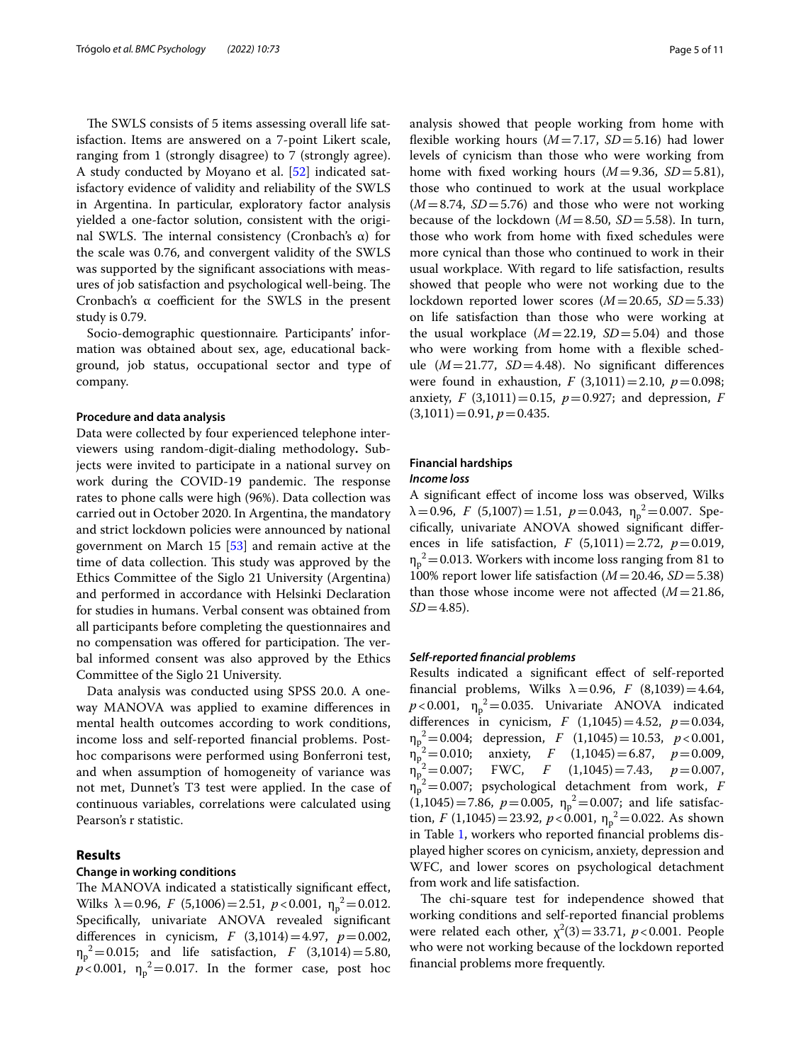The SWLS consists of 5 items assessing overall life satisfaction. Items are answered on a 7-point Likert scale, ranging from 1 (strongly disagree) to 7 (strongly agree). A study conducted by Moyano et al. [52] indicated satisfactory evidence of validity and reliability of the SWLS in Argentina. In particular, exploratory factor analysis yielded a one-factor solution, consistent with the original SWLS. The internal consistency (Cronbach's α) for the scale was 0.76, and convergent validity of the SWLS was supported by the significant associations with measures of job satisfaction and psychological well-being. The Cronbach's α coefficient for the SWLS in the present study is 0.79.

Socio-demographic questionnaire*.* Participants' information was obtained about sex, age, educational background, job status, occupational sector and type of company.

#### Procedure and data analysis

Data were collected by four experienced telephone interviewers using random-digit-dialing methodology**.** Subjects were invited to participate in a national survey on work during the COVID-19 pandemic. The response rates to phone calls were high (96%). Data collection was carried out in October 2020. In Argentina, the mandatory and strict lockdown policies were announced by national government on March 15 [53] and remain active at the time of data collection. This study was approved by the Ethics Committee of the Siglo 21 University (Argentina) and performed in accordance with Helsinki Declaration for studies in humans. Verbal consent was obtained from all participants before completing the questionnaires and no compensation was offered for participation. The verbal informed consent was also approved by the Ethics Committee of the Siglo 21 University.

Data analysis was conducted using SPSS 20.0. A one-way MANOVA was applied to examine differences in mental health outcomes according to work conditions, income loss and self-reported financial problems. Post-hoc comparisons were performed using Bonferroni test, and when assumption of homogeneity of variance was not met, Dunnet's T3 test were applied. In the case of continuous variables, correlations were calculated using Pearson's r statistic.

## Results

#### Change in working conditions

The MANOVA indicated a statistically significant effect, Wilks $\lambda = 0.96$, $F$ $(5,1006) = 2.51$, $p < 0.001$, $\eta_p^2 = 0.012$. Specifically, univariate ANOVA revealed significant differences in cynicism, $F$ $(3,1014) = 4.97$, $p = 0.002$, $\eta_p^2 = 0.015$; and life satisfaction, $F$ $(3,1014) = 5.80$, $p < 0.001$, $\eta_p^2 = 0.017$. In the former case, post hoc analysis showed that people working from home with flexible working hours ($M = 7.17$, $SD = 5.16$) had lower levels of cynicism than those who were working from home with fixed working hours ($M = 9.36$, $SD = 5.81$), those who continued to work at the usual workplace ($M = 8.74$, $SD = 5.76$) and those who were not working because of the lockdown ($M = 8.50$, $SD = 5.58$). In turn, those who work from home with fixed schedules were more cynical than those who continued to work in their usual workplace. With regard to life satisfaction, results showed that people who were not working due to the lockdown reported lower scores ($M = 20.65$, $SD = 5.33$) on life satisfaction than those who were working at the usual workplace ($M = 22.19$, $SD = 5.04$) and those who were working from home with a flexible schedule ($M = 21.77$, $SD = 4.48$). No significant differences were found in exhaustion, $F$ $(3,1011) = 2.10$, $p = 0.098$; anxiety, $F$ $(3,1011) = 0.15$, $p = 0.927$; and depression, $F$ $(3,1011) = 0.91$, $p = 0.435$.

#### Financial hardships

##### *Income loss*

A significant effect of income loss was observed, Wilks $\lambda = 0.96$, $F$ $(5,1007) = 1.51$, $p = 0.043$, $\eta_p^2 = 0.007$. Specifically, univariate ANOVA showed significant differences in life satisfaction, $F$ $(5,1011) = 2.72$, $p = 0.019$, $\eta_p^2 = 0.013$. Workers with income loss ranging from 81 to 100% report lower life satisfaction ($M = 20.46$, $SD = 5.38$) than those whose income were not affected ($M = 21.86$, $SD = 4.85$).

##### *Self-reported financial problems*

Results indicated a significant effect of self-reported financial problems, Wilks $\lambda = 0.96$, $F$ $(8,1039) = 4.64$, $p < 0.001$, $\eta_p^2 = 0.035$. Univariate ANOVA indicated differences in cynicism, $F$ $(1,1045) = 4.52$, $p = 0.034$, $\eta_p^2 = 0.004$; depression, $F$ $(1,1045) = 10.53$, $p < 0.001$, $\eta_p^2 = 0.010$; anxiety, $F$ $(1,1045) = 6.87$, $p = 0.009$, $\eta_p^2 = 0.007$; FWC, $F$ $(1,1045) = 7.43$, $p = 0.007$, $\eta_p^2 = 0.007$; psychological detachment from work, $F$ $(1,1045) = 7.86$, $p = 0.005$, $\eta_p^2 = 0.007$; and life satisfaction, $F$ $(1,1045) = 23.92$, $p < 0.001$, $\eta_p^2 = 0.022$. As shown in Table 1, workers who reported financial problems displayed higher scores on cynicism, anxiety, depression and WFC, and lower scores on psychological detachment from work and life satisfaction.

The chi-square test for independence showed that working conditions and self-reported financial problems were related each other, $\chi^2(3) = 33.71$, $p < 0.001$. People who were not working because of the lockdown reported financial problems more frequently.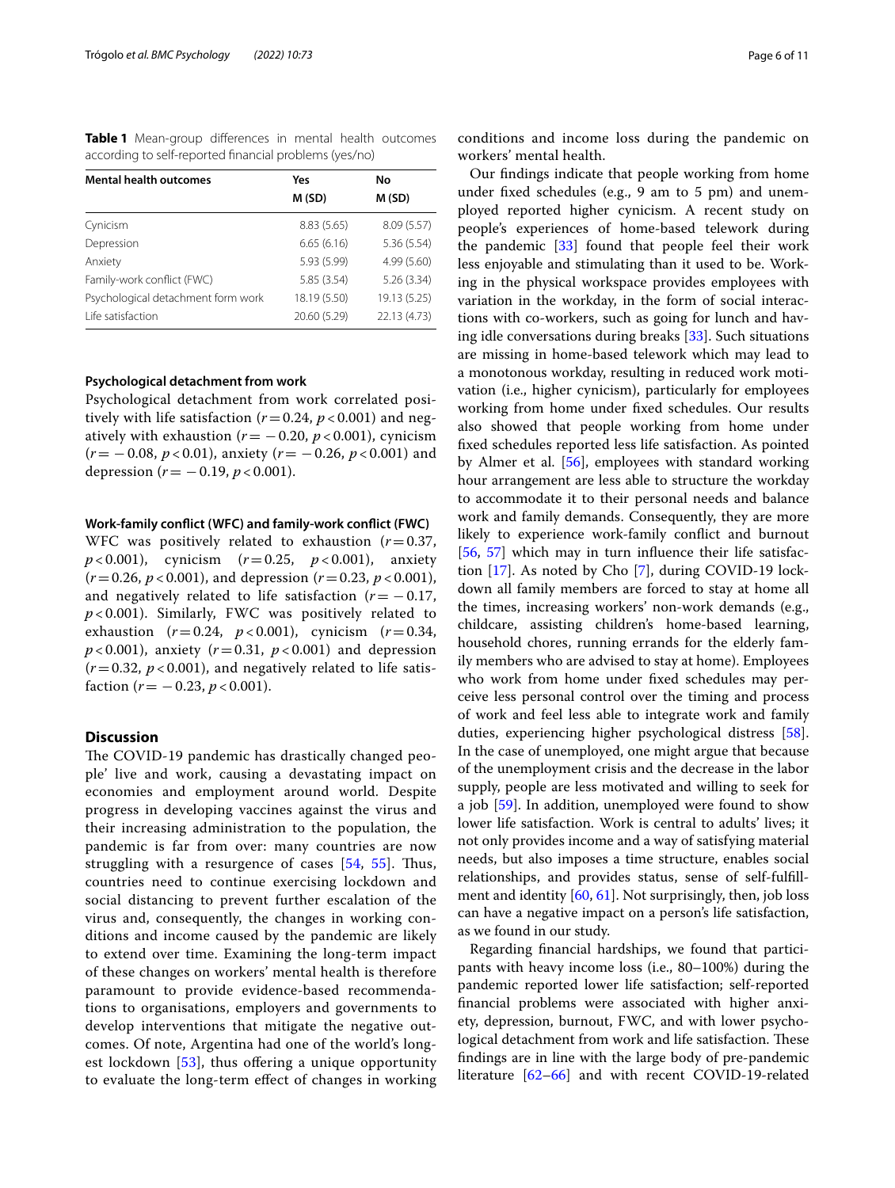**Table 1** Mean-group differences in mental health outcomes according to self-reported financial problems (yes/no)

| Mental health outcomes | Yes M (SD) | No M (SD) |
|---|---|---|
| Cynicism | 8.83 (5.65) | 8.09 (5.57) |
| Depression | 6.65 (6.16) | 5.36 (5.54) |
| Anxiety | 5.93 (5.99) | 4.99 (5.60) |
| Family-work conflict (FWC) | 5.85 (3.54) | 5.26 (3.34) |
| Psychological detachment form work | 18.19 (5.50) | 19.13 (5.25) |
| Life satisfaction | 20.60 (5.29) | 22.13 (4.73) |

#### Psychological detachment from work

Psychological detachment from work correlated positively with life satisfaction ($r = 0.24$, $p < 0.001$) and negatively with exhaustion ($r = -0.20$, $p < 0.001$), cynicism ($r = -0.08$, $p < 0.01$), anxiety ($r = -0.26$, $p < 0.001$) and depression ($r = -0.19$, $p < 0.001$).

#### Work-family conflict (WFC) and family-work conflict (FWC)

WFC was positively related to exhaustion ($r = 0.37$, $p < 0.001$), cynicism ($r = 0.25$, $p < 0.001$), anxiety ($r = 0.26$, $p < 0.001$), and depression ($r = 0.23$, $p < 0.001$), and negatively related to life satisfaction ($r = -0.17$, $p < 0.001$). Similarly, FWC was positively related to exhaustion ($r = 0.24$, $p < 0.001$), cynicism ($r = 0.34$, $p < 0.001$), anxiety ($r = 0.31$, $p < 0.001$) and depression ($r = 0.32$, $p < 0.001$), and negatively related to life satisfaction ($r = -0.23$, $p < 0.001$).

## Discussion

The COVID-19 pandemic has drastically changed peo-ple' live and work, causing a devastating impact on economies and employment around world. Despite progress in developing vaccines against the virus and their increasing administration to the population, the pandemic is far from over: many countries are now struggling with a resurgence of cases [54, 55]. Thus, countries need to continue exercising lockdown and social distancing to prevent further escalation of the virus and, consequently, the changes in working conditions and income caused by the pandemic are likely to extend over time. Examining the long-term impact of these changes on workers' mental health is therefore paramount to provide evidence-based recommendations to organisations, employers and governments to develop interventions that mitigate the negative outcomes. Of note, Argentina had one of the world's longest lockdown [53], thus offering a unique opportunity to evaluate the long-term effect of changes in working conditions and income loss during the pandemic on workers' mental health.

Our findings indicate that people working from home under fixed schedules (e.g., 9 am to 5 pm) and unemployed reported higher cynicism. A recent study on people's experiences of home-based telework during the pandemic [33] found that people feel their work less enjoyable and stimulating than it used to be. Working in the physical workspace provides employees with variation in the workday, in the form of social interactions with co-workers, such as going for lunch and having idle conversations during breaks [33]. Such situations are missing in home-based telework which may lead to a monotonous workday, resulting in reduced work motivation (i.e., higher cynicism), particularly for employees working from home under fixed schedules. Our results also showed that people working from home under fixed schedules reported less life satisfaction. As pointed by Almer et al. [56], employees with standard working hour arrangement are less able to structure the workday to accommodate it to their personal needs and balance work and family demands. Consequently, they are more likely to experience work-family conflict and burnout [56, 57] which may in turn influence their life satisfaction [17]. As noted by Cho [7], during COVID-19 lockdown all family members are forced to stay at home all the times, increasing workers' non-work demands (e.g., childcare, assisting children's home-based learning, household chores, running errands for the elderly family members who are advised to stay at home). Employees who work from home under fixed schedules may perceive less personal control over the timing and process of work and feel less able to integrate work and family duties, experiencing higher psychological distress [58]. In the case of unemployed, one might argue that because of the unemployment crisis and the decrease in the labor supply, people are less motivated and willing to seek for a job [59]. In addition, unemployed were found to show lower life satisfaction. Work is central to adults' lives; it not only provides income and a way of satisfying material needs, but also imposes a time structure, enables social relationships, and provides status, sense of self-fulfillment and identity [60, 61]. Not surprisingly, then, job loss can have a negative impact on a person's life satisfaction, as we found in our study.

Regarding financial hardships, we found that participants with heavy income loss (i.e., 80–100%) during the pandemic reported lower life satisfaction; self-reported financial problems were associated with higher anxiety, depression, burnout, FWC, and with lower psychological detachment from work and life satisfaction. These findings are in line with the large body of pre-pandemic literature [62–66] and with recent COVID-19-related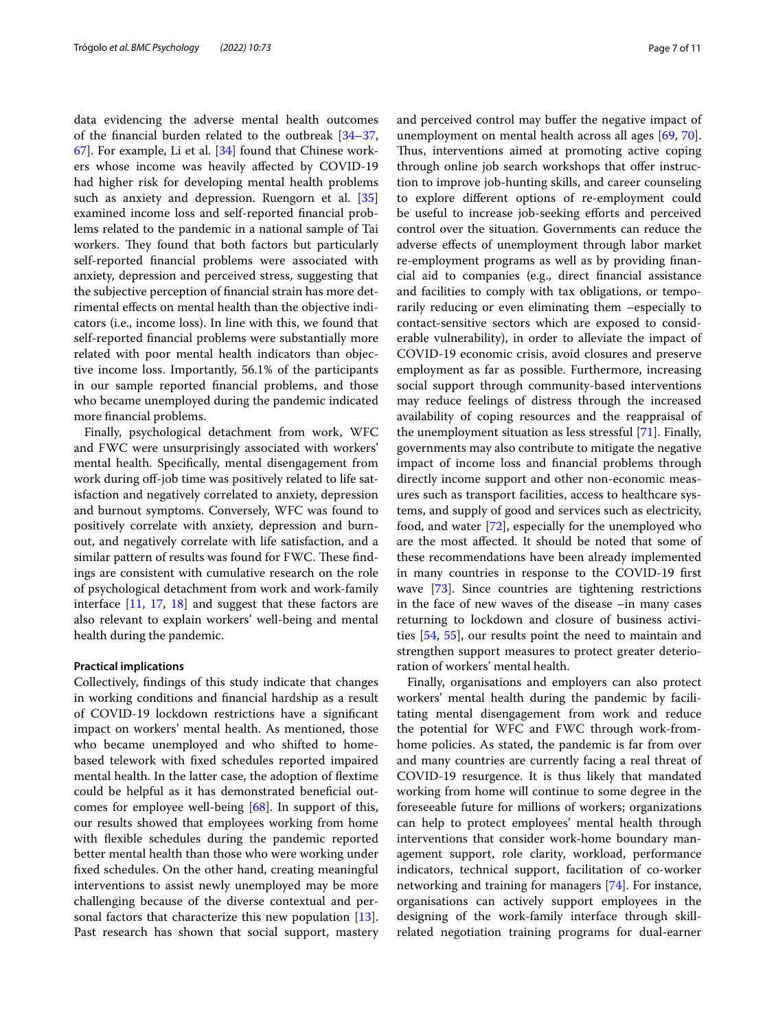data evidencing the adverse mental health outcomes of the financial burden related to the outbreak [34–37, 67]. For example, Li et al. [34] found that Chinese workers whose income was heavily affected by COVID-19 had higher risk for developing mental health problems such as anxiety and depression. Ruengorn et al. [35] examined income loss and self-reported financial problems related to the pandemic in a national sample of Tai workers. They found that both factors but particularly self-reported financial problems were associated with anxiety, depression and perceived stress, suggesting that the subjective perception of financial strain has more detrimental effects on mental health than the objective indicators (i.e., income loss). In line with this, we found that self-reported financial problems were substantially more related with poor mental health indicators than objective income loss. Importantly, 56.1% of the participants in our sample reported financial problems, and those who became unemployed during the pandemic indicated more financial problems.

Finally, psychological detachment from work, WFC and FWC were unsurprisingly associated with workers' mental health. Specifically, mental disengagement from work during off-job time was positively related to life satisfaction and negatively correlated to anxiety, depression and burnout symptoms. Conversely, WFC was found to positively correlate with anxiety, depression and burnout, and negatively correlate with life satisfaction, and a similar pattern of results was found for FWC. These findings are consistent with cumulative research on the role of psychological detachment from work and work-family interface [11, 17, 18] and suggest that these factors are also relevant to explain workers' well-being and mental health during the pandemic.

#### Practical implications

Collectively, findings of this study indicate that changes in working conditions and financial hardship as a result of COVID-19 lockdown restrictions have a significant impact on workers' mental health. As mentioned, those who became unemployed and who shifted to home-based telework with fixed schedules reported impaired mental health. In the latter case, the adoption of flextime could be helpful as it has demonstrated beneficial outcomes for employee well-being [68]. In support of this, our results showed that employees working from home with flexible schedules during the pandemic reported better mental health than those who were working under fixed schedules. On the other hand, creating meaningful interventions to assist newly unemployed may be more challenging because of the diverse contextual and personal factors that characterize this new population [13]. Past research has shown that social support, mastery and perceived control may buffer the negative impact of unemployment on mental health across all ages [69, 70]. Thus, interventions aimed at promoting active coping through online job search workshops that offer instruction to improve job-hunting skills, and career counseling to explore different options of re-employment could be useful to increase job-seeking efforts and perceived control over the situation. Governments can reduce the adverse effects of unemployment through labor market re-employment programs as well as by providing financial aid to companies (e.g., direct financial assistance and facilities to comply with tax obligations, or temporarily reducing or even eliminating them –especially to contact-sensitive sectors which are exposed to considerable vulnerability), in order to alleviate the impact of COVID-19 economic crisis, avoid closures and preserve employment as far as possible. Furthermore, increasing social support through community-based interventions may reduce feelings of distress through the increased availability of coping resources and the reappraisal of the unemployment situation as less stressful [71]. Finally, governments may also contribute to mitigate the negative impact of income loss and financial problems through directly income support and other non-economic measures such as transport facilities, access to healthcare systems, and supply of good and services such as electricity, food, and water [72], especially for the unemployed who are the most affected. It should be noted that some of these recommendations have been already implemented in many countries in response to the COVID-19 first wave [73]. Since countries are tightening restrictions in the face of new waves of the disease –in many cases returning to lockdown and closure of business activities [54, 55], our results point the need to maintain and strengthen support measures to protect greater deterioration of workers' mental health.

Finally, organisations and employers can also protect workers' mental health during the pandemic by facilitating mental disengagement from work and reduce the potential for WFC and FWC through work-from-home policies. As stated, the pandemic is far from over and many countries are currently facing a real threat of COVID-19 resurgence. It is thus likely that mandated working from home will continue to some degree in the foreseeable future for millions of workers; organizations can help to protect employees' mental health through interventions that consider work-home boundary management support, role clarity, workload, performance indicators, technical support, facilitation of co-worker networking and training for managers [74]. For instance, organisations can actively support employees in the designing of the work-family interface through skill-related negotiation training programs for dual-earner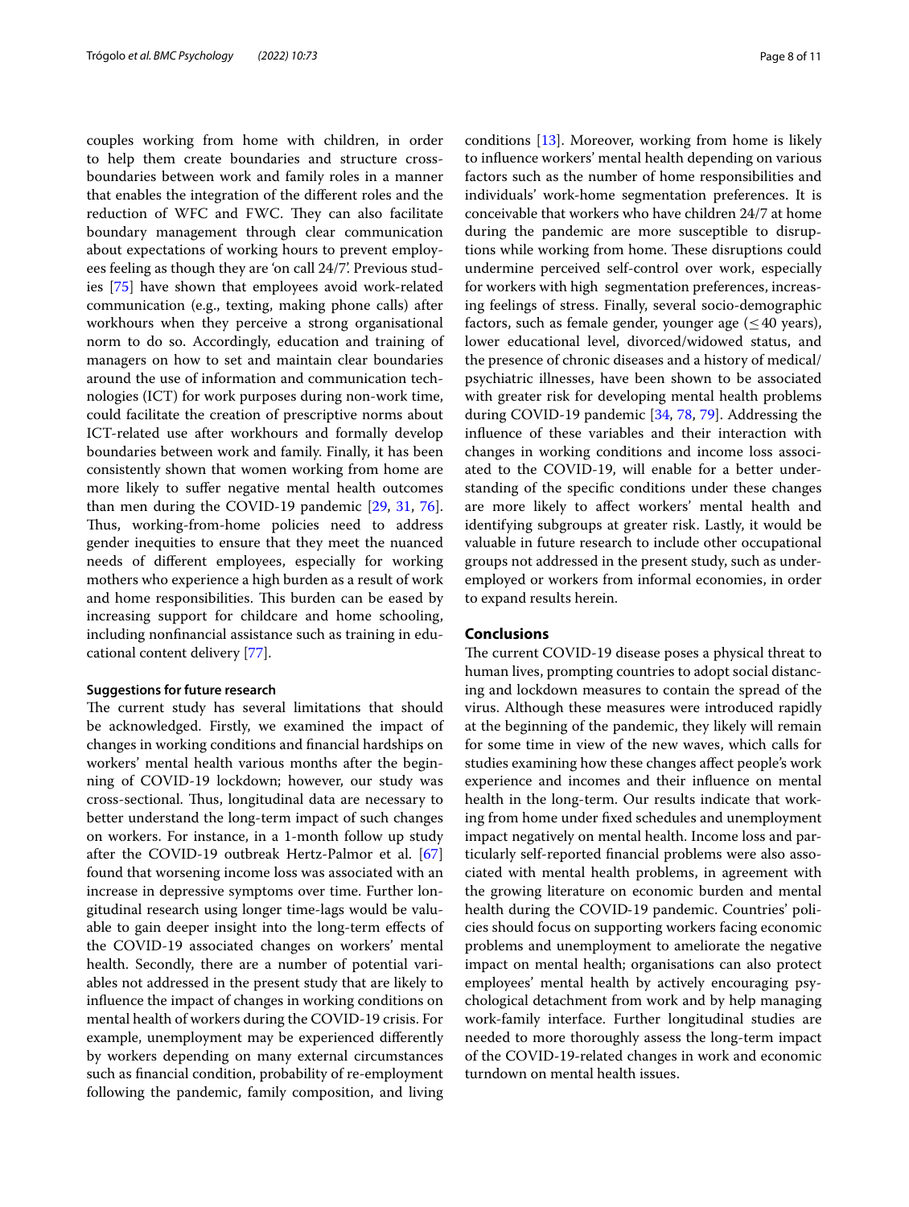couples working from home with children, in order to help them create boundaries and structure cross-boundaries between work and family roles in a manner that enables the integration of the different roles and the reduction of WFC and FWC. They can also facilitate boundary management through clear communication about expectations of working hours to prevent employees feeling as though they are 'on call 24/7'. Previous studies [75] have shown that employees avoid work-related communication (e.g., texting, making phone calls) after workhours when they perceive a strong organisational norm to do so. Accordingly, education and training of managers on how to set and maintain clear boundaries around the use of information and communication technologies (ICT) for work purposes during non-work time, could facilitate the creation of prescriptive norms about ICT-related use after workhours and formally develop boundaries between work and family. Finally, it has been consistently shown that women working from home are more likely to suffer negative mental health outcomes than men during the COVID-19 pandemic [29, 31, 76]. Thus, working-from-home policies need to address gender inequities to ensure that they meet the nuanced needs of different employees, especially for working mothers who experience a high burden as a result of work and home responsibilities. This burden can be eased by increasing support for childcare and home schooling, including nonfinancial assistance such as training in educational content delivery [77].

### Suggestions for future research

The current study has several limitations that should be acknowledged. Firstly, we examined the impact of changes in working conditions and financial hardships on workers' mental health various months after the beginning of COVID-19 lockdown; however, our study was cross-sectional. Thus, longitudinal data are necessary to better understand the long-term impact of such changes on workers. For instance, in a 1-month follow up study after the COVID-19 outbreak Hertz-Palmor et al. [67] found that worsening income loss was associated with an increase in depressive symptoms over time. Further longitudinal research using longer time-lags would be valuable to gain deeper insight into the long-term effects of the COVID-19 associated changes on workers' mental health. Secondly, there are a number of potential variables not addressed in the present study that are likely to influence the impact of changes in working conditions on mental health of workers during the COVID-19 crisis. For example, unemployment may be experienced differently by workers depending on many external circumstances such as financial condition, probability of re-employment following the pandemic, family composition, and living conditions [13]. Moreover, working from home is likely to influence workers' mental health depending on various factors such as the number of home responsibilities and individuals' work-home segmentation preferences. It is conceivable that workers who have children 24/7 at home during the pandemic are more susceptible to disruptions while working from home. These disruptions could undermine perceived self-control over work, especially for workers with high segmentation preferences, increasing feelings of stress. Finally, several socio-demographic factors, such as female gender, younger age ($\leq 40$ years), lower educational level, divorced/widowed status, and the presence of chronic diseases and a history of medical/psychiatric illnesses, have been shown to be associated with greater risk for developing mental health problems during COVID-19 pandemic [34, 78, 79]. Addressing the influence of these variables and their interaction with changes in working conditions and income loss associated to the COVID-19, will enable for a better understanding of the specific conditions under these changes are more likely to affect workers' mental health and identifying subgroups at greater risk. Lastly, it would be valuable in future research to include other occupational groups not addressed in the present study, such as underemployed or workers from informal economies, in order to expand results herein.

## Conclusions

The current COVID-19 disease poses a physical threat to human lives, prompting countries to adopt social distancing and lockdown measures to contain the spread of the virus. Although these measures were introduced rapidly at the beginning of the pandemic, they likely will remain for some time in view of the new waves, which calls for studies examining how these changes affect people's work experience and incomes and their influence on mental health in the long-term. Our results indicate that working from home under fixed schedules and unemployment impact negatively on mental health. Income loss and particularly self-reported financial problems were also associated with mental health problems, in agreement with the growing literature on economic burden and mental health during the COVID-19 pandemic. Countries' policies should focus on supporting workers facing economic problems and unemployment to ameliorate the negative impact on mental health; organisations can also protect employees' mental health by actively encouraging psychological detachment from work and by help managing work-family interface. Further longitudinal studies are needed to more thoroughly assess the long-term impact of the COVID-19-related changes in work and economic turndown on mental health issues.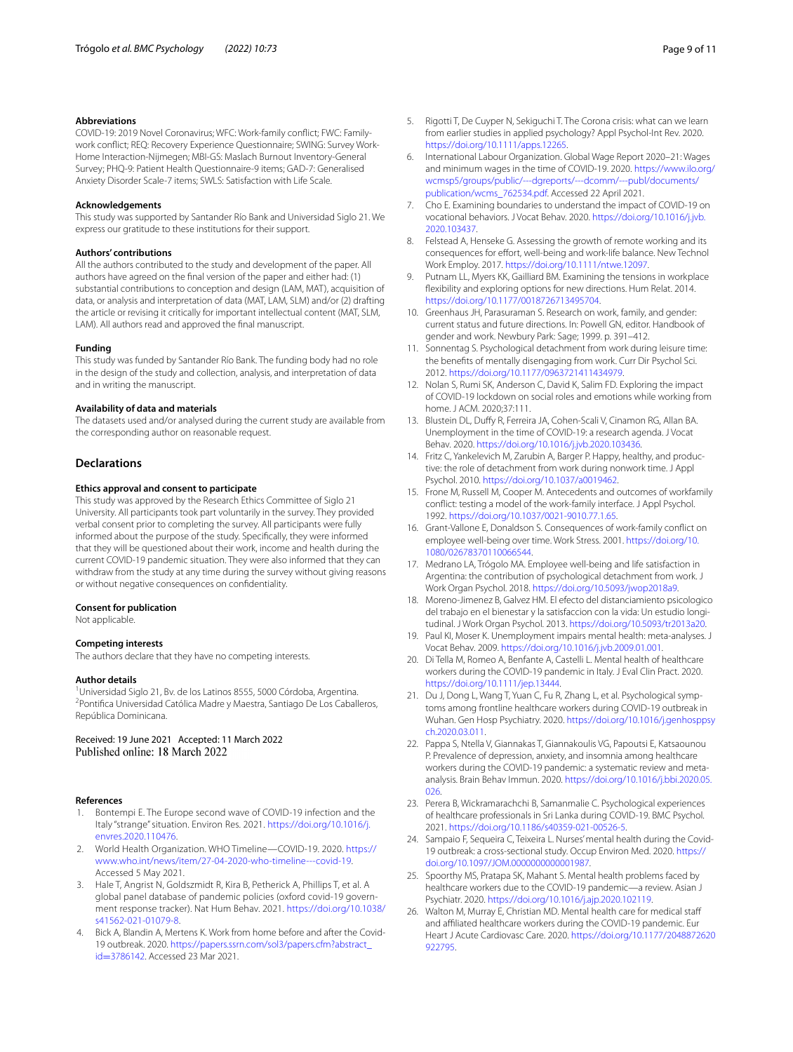### Abbreviations

COVID-19: 2019 Novel Coronavirus; WFC: Work-family conflict; FWC: Family-work conflict; REQ: Recovery Experience Questionnaire; SWING: Survey Work-Home Interaction-Nijmegen; MBI-GS: Maslach Burnout Inventory-General Survey; PHQ-9: Patient Health Questionnaire-9 items; GAD-7: Generalised Anxiety Disorder Scale-7 items; SWLS: Satisfaction with Life Scale.

### Acknowledgements

This study was supported by Santander Río Bank and Universidad Siglo 21. We express our gratitude to these institutions for their support.

### Authors' contributions

All the authors contributed to the study and development of the paper. All authors have agreed on the final version of the paper and either had: (1) substantial contributions to conception and design (LAM, MAT), acquisition of data, or analysis and interpretation of data (MAT, LAM, SLM) and/or (2) drafting the article or revising it critically for important intellectual content (MAT, SLM, LAM). All authors read and approved the final manuscript.

### Funding

This study was funded by Santander Río Bank. The funding body had no role in the design of the study and collection, analysis, and interpretation of data and in writing the manuscript.

### Availability of data and materials

The datasets used and/or analysed during the current study are available from the corresponding author on reasonable request.

## Declarations

### Ethics approval and consent to participate

This study was approved by the Research Ethics Committee of Siglo 21 University. All participants took part voluntarily in the survey. They provided verbal consent prior to completing the survey. All participants were fully informed about the purpose of the study. Specifically, they were informed that they will be questioned about their work, income and health during the current COVID-19 pandemic situation. They were also informed that they can withdraw from the study at any time during the survey without giving reasons or without negative consequences on confidentiality.

### Consent for publication

Not applicable.

### Competing interests

The authors declare that they have no competing interests.

### Author details

[1]Universidad Siglo 21, Bv. de los Latinos 8555, 5000 Córdoba, Argentina. [2]Pontifica Universidad Católica Madre y Maestra, Santiago De Los Caballeros, República Dominicana.

Received: 19 June 2021 Accepted: 11 March 2022
Published online: 18 March 2022

### References

1. Bontempi E. The Europe second wave of COVID-19 infection and the Italy "strange" situation. Environ Res. 2021. https://doi.org/10.1016/j.envres.2020.110476.
2. World Health Organization. WHO Timeline—COVID-19. 2020. https://www.who.int/news/item/27-04-2020-who-timeline---covid-19. Accessed 5 May 2021.
3. Hale T, Angrist N, Goldszmidt R, Kira B, Petherick A, Phillips T, et al. A global panel database of pandemic policies (oxford covid-19 government response tracker). Nat Hum Behav. 2021. https://doi.org/10.1038/s41562-021-01079-8.
4. Bick A, Blandin A, Mertens K. Work from home before and after the Covid-19 outbreak. 2020. https://papers.ssrn.com/sol3/papers.cfm?abstract_id=3786142. Accessed 23 Mar 2021.
5. Rigotti T, De Cuyper N, Sekiguchi T. The Corona crisis: what can we learn from earlier studies in applied psychology? Appl Psychol-Int Rev. 2020. https://doi.org/10.1111/apps.12265.
6. International Labour Organization. Global Wage Report 2020–21: Wages and minimum wages in the time of COVID-19. 2020. https://www.ilo.org/wcmsp5/groups/public/---dgreports/---dcomm/---publ/documents/publication/wcms_762534.pdf. Accessed 22 April 2021.
7. Cho E. Examining boundaries to understand the impact of COVID-19 on vocational behaviors. J Vocat Behav. 2020. https://doi.org/10.1016/j.jvb.2020.103437.
8. Felstead A, Henseke G. Assessing the growth of remote working and its consequences for effort, well-being and work-life balance. New Technol Work Employ. 2017. https://doi.org/10.1111/ntwe.12097.
9. Putnam LL, Myers KK, Gailliard BM. Examining the tensions in workplace flexibility and exploring options for new directions. Hum Relat. 2014. https://doi.org/10.1177/0018726713495704.
10. Greenhaus JH, Parasuraman S. Research on work, family, and gender: current status and future directions. In: Powell GN, editor. Handbook of gender and work. Newbury Park: Sage; 1999. p. 391–412.
11. Sonnentag S. Psychological detachment from work during leisure time: the benefits of mentally disengaging from work. Curr Dir Psychol Sci. 2012. https://doi.org/10.1177/0963721411434979.
12. Nolan S, Rumi SK, Anderson C, David K, Salim FD. Exploring the impact of COVID-19 lockdown on social roles and emotions while working from home. J ACM. 2020;37:111.
13. Blustein DL, Duffy R, Ferreira JA, Cohen-Scali V, Cinamon RG, Allan BA. Unemployment in the time of COVID-19: a research agenda. J Vocat Behav. 2020. https://doi.org/10.1016/j.jvb.2020.103436.
14. Fritz C, Yankelevich M, Zarubin A, Barger P. Happy, healthy, and productive: the role of detachment from work during nonwork time. J Appl Psychol. 2010. https://doi.org/10.1037/a0019462.
15. Frone M, Russell M, Cooper M. Antecedents and outcomes of workfamily conflict: testing a model of the work-family interface. J Appl Psychol. 1992. https://doi.org/10.1037/0021-9010.77.1.65.
16. Grant-Vallone E, Donaldson S. Consequences of work-family conflict on employee well-being over time. Work Stress. 2001. https://doi.org/10.1080/02678370110066544.
17. Medrano LA, Trógolo MA. Employee well-being and life satisfaction in Argentina: the contribution of psychological detachment from work. J Work Organ Psychol. 2018. https://doi.org/10.5093/jwop2018a9.
18. Moreno-Jimenez B, Galvez HM. El efecto del distanciamiento psicologico del trabajo en el bienestar y la satisfaccion con la vida: Un estudio longitudinal. J Work Organ Psychol. 2013. https://doi.org/10.5093/tr2013a20.
19. Paul KI, Moser K. Unemployment impairs mental health: meta-analyses. J Vocat Behav. 2009. https://doi.org/10.1016/j.jvb.2009.01.001.
20. Di Tella M, Romeo A, Benfante A, Castelli L. Mental health of healthcare workers during the COVID-19 pandemic in Italy. J Eval Clin Pract. 2020. https://doi.org/10.1111/jep.13444.
21. Du J, Dong L, Wang T, Yuan C, Fu R, Zhang L, et al. Psychological symptoms among frontline healthcare workers during COVID-19 outbreak in Wuhan. Gen Hosp Psychiatry. 2020. https://doi.org/10.1016/j.genhosppsych.2020.03.011.
22. Pappa S, Ntella V, Giannakas T, Giannakoulis VG, Papoutsi E, Katsaounou P. Prevalence of depression, anxiety, and insomnia among healthcare workers during the COVID-19 pandemic: a systematic review and meta-analysis. Brain Behav Immun. 2020. https://doi.org/10.1016/j.bbi.2020.05.026.
23. Perera B, Wickramarachchi B, Samanmalie C. Psychological experiences of healthcare professionals in Sri Lanka during COVID-19. BMC Psychol. 2021. https://doi.org/10.1186/s40359-021-00526-5.
24. Sampaio F, Sequeira C, Teixeira L. Nurses' mental health during the Covid-19 outbreak: a cross-sectional study. Occup Environ Med. 2020. https://doi.org/10.1097/JOM.0000000000001987.
25. Spoorthy MS, Pratapa SK, Mahant S. Mental health problems faced by healthcare workers due to the COVID-19 pandemic—a review. Asian J Psychiatr. 2020. https://doi.org/10.1016/j.ajp.2020.102119.
26. Walton M, Murray E, Christian MD. Mental health care for medical staff and affiliated healthcare workers during the COVID-19 pandemic. Eur Heart J Acute Cardiovasc Care. 2020. https://doi.org/10.1177/2048872620922795.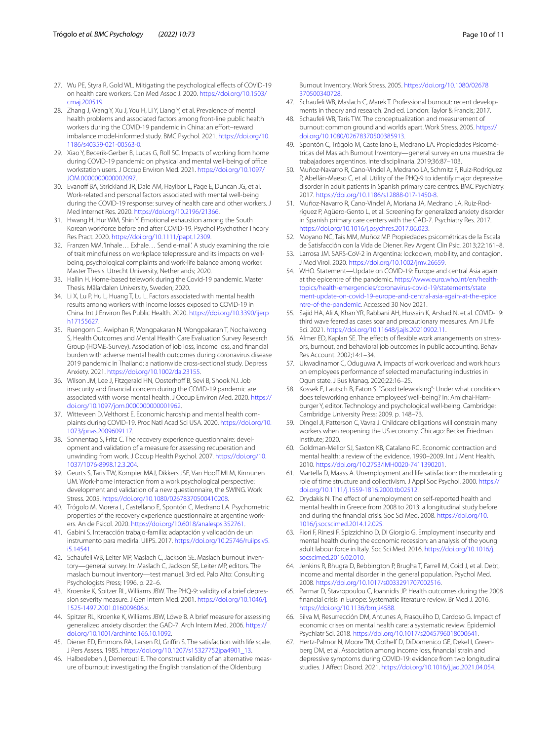27. Wu PE, Styra R, Gold WL. Mitigating the psychological effects of COVID-19 on health care workers. Can Med Assoc J. 2020. https://doi.org/10.1503/cmaj.200519.
28. Zhang J, Wang Y, Xu J, You H, Li Y, Liang Y, et al. Prevalence of mental health problems and associated factors among front-line public health workers during the COVID-19 pandemic in China: an effort–reward imbalance model-informed study. BMC Psychol. 2021. https://doi.org/10.1186/s40359-021-00563-0.
29. Xiao Y, Becerik-Gerber B, Lucas G, Roll SC. Impacts of working from home during COVID-19 pandemic on physical and mental well-being of office workstation users. J Occup Environ Med. 2021. https://doi.org/10.1097/JOM.0000000000002097.
30. Evanoff BA, Strickland JR, Dale AM, Hayibor L, Page E, Duncan JG, et al. Work-related and personal factors associated with mental well-being during the COVID-19 response: survey of health care and other workers. J Med Internet Res. 2020. https://doi.org/10.2196/21366.
31. Hwang H, Hur WM, Shin Y. Emotional exhaustion among the South Korean workforce before and after COVID-19. Psychol Psychother Theory Res Pract. 2020. https://doi.org/10.1111/papt.12309.
32. Franzen MM. 'Inhale… Exhale… Send e-mail'. A study examining the role of trait mindfulness on workplace telepressure and its impacts on well-being, psychological complaints and work-life balance among worker. Master Thesis. Utrecht University, Netherlands; 2020.
33. Hallin H. Home-based telework during the Covid-19 pandemic. Master Thesis. Mälardalen University, Sweden; 2020.
34. Li X, Lu P, Hu L, Huang T, Lu L. Factors associated with mental health results among workers with income losses exposed to COVID-19 in China. Int J Environ Res Public Health. 2020. https://doi.org/10.3390/ijerph17155627.
35. Ruengorn C, Awiphan R, Wongpakaran N, Wongpakaran T, Nochaiwong S, Health Outcomes and Mental Health Care Evaluation Survey Research Group (HOME-Survey). Association of job loss, income loss, and financial burden with adverse mental health outcomes during coronavirus disease 2019 pandemic in Thailand: a nationwide cross-sectional study. Depress Anxiety. 2021. https://doi.org/10.1002/da.23155.
36. Wilson JM, Lee J, Fitzgerald HN, Oosterhoff B, Sevi B, Shook NJ. Job insecurity and financial concern during the COVID-19 pandemic are associated with worse mental health. J Occup Environ Med. 2020. https://doi.org/10.1097/jom.0000000000001962.
37. Witteveen D, Velthorst E. Economic hardship and mental health complaints during COVID-19. Proc Natl Acad Sci USA. 2020. https://doi.org/10.1073/pnas.2009609117.
38. Sonnentag S, Fritz C. The recovery experience questionnaire: development and validation of a measure for assessing recuperation and unwinding from work. J Occup Health Psychol. 2007. https://doi.org/10.1037/1076-8998.12.3.204.
39. Geurts S, Taris TW, Kompier MAJ, Dikkers JSE, Van Hooff MLM, Kinnunen UM. Work-home interaction from a work psychological perspective: development and validation of a new questionnaire, the SWING. Work Stress. 2005. https://doi.org/10.1080/02678370500410208.
40. Trógolo M, Morera L, Castellano E, Spontón C, Medrano LA. Psychometric properties of the recovery experience questionnaire at argentine workers. An de Psicol. 2020. https://doi.org/10.6018/analesps.352761.
41. Gabini S. Interacción trabajo-familia: adaptación y validación de un instrumento para medirla. UIIPS. 2017. https://doi.org/10.25746/ruiips.v5.i5.14541.
42. Schaufeli WB, Leiter MP, Maslach C, Jackson SE. Maslach burnout inventory—general survey. In: Maslach C, Jackson SE, Leiter MP, editors. The maslach burnout inventory—test manual. 3rd ed. Palo Alto: Consulting Psychologists Press; 1996. p. 22–6.
43. Kroenke K, Spitzer RL, Williams JBW. The PHQ-9: validity of a brief depression severity measure. J Gen Intern Med. 2001. https://doi.org/10.1046/j.1525-1497.2001.016009606.x.
44. Spitzer RL, Kroenke K, Williams JBW, Löwe B. A brief measure for assessing generalized anxiety disorder: the GAD-7. Arch Intern Med. 2006. https://doi.org/10.1001/archinte.166.10.1092.
45. Diener ED, Emmons RA, Larsen RJ, Griffin S. The satisfaction with life scale. J Pers Assess. 1985. https://doi.org/10.1207/s15327752jpa4901_13.
46. Halbesleben J, Demerouti E. The construct validity of an alternative measure of burnout: investigating the English translation of the Oldenburg Burnout Inventory. Work Stress. 2005. https://doi.org/10.1080/02678370500340728.
47. Schaufeli WB, Maslach C, Marek T. Professional burnout: recent developments in theory and research. 2nd ed. London: Taylor & Francis; 2017.
48. Schaufeli WB, Taris TW. The conceptualization and measurement of burnout: common ground and worlds apart. Work Stress. 2005. https://doi.org/10.1080/02678370500385913.
49. Spontón C, Trógolo M, Castellano E, Medrano LA. Propiedades Psicométricas del Maslach Burnout Inventory—general survey en una muestra de trabajadores argentinos. Interdisciplinaria. 2019;36:87–103.
50. Muñoz-Navarro R, Cano-Vindel A, Medrano LA, Schmitz F, Ruiz-Rodríguez P, Abellán-Maeso C, et al. Utility of the PHQ-9 to identify major depressive disorder in adult patients in Spanish primary care centres. BMC Psychiatry. 2017. https://doi.org/10.1186/s12888-017-1450-8.
51. Muñoz-Navarro R, Cano-Vindel A, Moriana JA, Medrano LA, Ruiz-Rodríguez P, Agüero-Gento L, et al. Screening for generalized anxiety disorder in Spanish primary care centers with the GAD-7. Psychiatry Res. 2017. https://doi.org/10.1016/j.psychres.2017.06.023.
52. Moyano NC, Tais MM, Muñoz MP. Propiedades psicométricas de la Escala de Satisfacción con la Vida de Diener. Rev Argent Clin Psic. 2013;22:161–8.
53. Larrosa JM. SARS-CoV-2 in Argentina: lockdown, mobility, and contagion. J Med Virol. 2020. https://doi.org/10.1002/jmv.26659.
54. WHO. Statement—Update on COVID-19: Europe and central Asia again at the epicentre of the pandemic. https://www.euro.who.int/en/health-topics/health-emergencies/coronavirus-covid-19/statements/statement-update-on-covid-19-europe-and-central-asia-again-at-the-epicentre-of-the-pandemic. Accessed 30 Nov 2021.
55. Sajid HA, Ali A, Khan YR, Rabbani AH, Hussain K, Arshad N, et al. COVID-19: third wave feared as cases soar and precautionary measures. Am J Life Sci. 2021. https://doi.org/10.11648/j.ajls.20210902.11.
56. Almer ED, Kaplan SE. The effects of flexible work arrangements on stressors, burnout, and behavioral job outcomes in public accounting. Behav Res Account. 2002;14:1–34.
57. Ukwadinamor C, Oduguwa A. impacts of work overload and work hours on employees performance of selected manufacturing industries in Ogun state. J Bus Manag. 2020;22:16–25.
58. Kossek E, Lautsch B, Eaton S. "Good teleworking": Under what conditions does teleworking enhance employees' well-being? In: Amichai-Hamburger Y, editor. Technology and psychological well-being. Cambridge: Cambridge University Press; 2009. p. 148–73.
59. Dingel JI, Patterson C, Vavra J. Childcare obligations will constrain many workers when reopening the US economy. Chicago: Becker Friedman Institute; 2020.
60. Goldman-Mellor SJ, Saxton KB, Catalano RC. Economic contraction and mental health: a review of the evidence, 1990–2009. Int J Ment Health. 2010. https://doi.org/10.2753/IMH0020-7411390201.
61. Martella D, Maass A. Unemployment and life satisfaction: the moderating role of time structure and collectivism. J Appl Soc Psychol. 2000. https://doi.org/10.1111/j.1559-1816.2000.tb02512.
62. Drydakis N. The effect of unemployment on self-reported health and mental health in Greece from 2008 to 2013: a longitudinal study before and during the financial crisis. Soc Sci Med. 2008. https://doi.org/10.1016/j.socscimed.2014.12.025.
63. Fiori F, Rinesi F, Spizzichino D, Di Giorgio G. Employment insecurity and mental health during the economic recession: an analysis of the young adult labour force in Italy. Soc Sci Med. 2016. https://doi.org/10.1016/j.socscimed.2016.02.010.
64. Jenkins R, Bhugra D, Bebbington P, Brugha T, Farrell M, Coid J, et al. Debt, income and mental disorder in the general population. Psychol Med. 2008. https://doi.org/10.1017/s0033291707002516.
65. Parmar D, Stavropoulou C, Ioannidis JP. Health outcomes during the 2008 financial crisis in Europe: Systematic literature review. Br Med J. 2016. https://doi.org/10.1136/bmj.i4588.
66. Silva M, Resurrección DM, Antunes A, Frasquilho D, Cardoso G. Impact of economic crises on mental health care: a systematic review. Epidemiol Psychiatr Sci. 2018. https://doi.org/10.1017/s2045796018000641.
67. Hertz-Palmor N, Moore TM, Gothelf D, DiDomenico GE, Dekel I, Greenberg DM, et al. Association among income loss, financial strain and depressive symptoms during COVID-19: evidence from two longitudinal studies. J Affect Disord. 2021. https://doi.org/10.1016/j.jad.2021.04.054.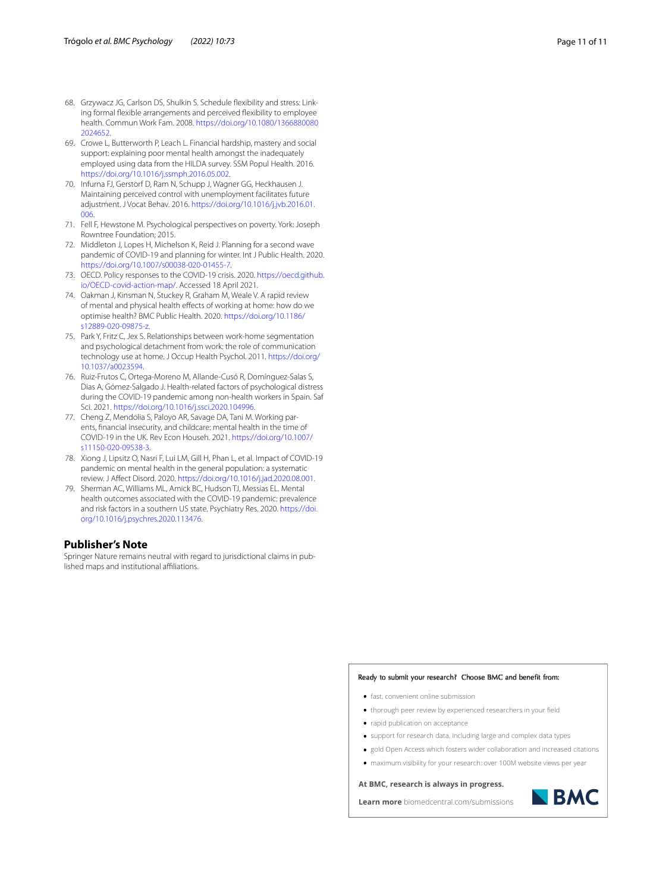68. Grzywacz JG, Carlson DS, Shulkin S. Schedule flexibility and stress: Linking formal flexible arrangements and perceived flexibility to employee health. Commun Work Fam. 2008. https://doi.org/10.1080/13668800802024652.
69. Crowe L, Butterworth P, Leach L. Financial hardship, mastery and social support: explaining poor mental health amongst the inadequately employed using data from the HILDA survey. SSM Popul Health. 2016. https://doi.org/10.1016/j.ssmph.2016.05.002.
70. Infurna FJ, Gerstorf D, Ram N, Schupp J, Wagner GG, Heckhausen J. Maintaining perceived control with unemployment facilitates future adjustment. J Vocat Behav. 2016. https://doi.org/10.1016/j.jvb.2016.01.006.
71. Fell F, Hewstone M. Psychological perspectives on poverty. York: Joseph Rowntree Foundation; 2015.
72. Middleton J, Lopes H, Michelson K, Reid J. Planning for a second wave pandemic of COVID-19 and planning for winter. Int J Public Health. 2020. https://doi.org/10.1007/s00038-020-01455-7.
73. OECD. Policy responses to the COVID-19 crisis. 2020. https://oecd.github.io/OECD-covid-action-map/. Accessed 18 April 2021.
74. Oakman J, Kinsman N, Stuckey R, Graham M, Weale V. A rapid review of mental and physical health effects of working at home: how do we optimise health? BMC Public Health. 2020. https://doi.org/10.1186/s12889-020-09875-z.
75. Park Y, Fritz C, Jex S. Relationships between work-home segmentation and psychological detachment from work: the role of communication technology use at home. J Occup Health Psychol. 2011. https://doi.org/10.1037/a0023594.
76. Ruiz-Frutos C, Ortega-Moreno M, Allande-Cusó R, Domínguez-Salas S, Dias A, Gómez-Salgado J. Health-related factors of psychological distress during the COVID-19 pandemic among non-health workers in Spain. Saf Sci. 2021. https://doi.org/10.1016/j.ssci.2020.104996.
77. Cheng Z, Mendolia S, Paloyo AR, Savage DA, Tani M. Working parents, financial insecurity, and childcare: mental health in the time of COVID-19 in the UK. Rev Econ Househ. 2021. https://doi.org/10.1007/s11150-020-09538-3.
78. Xiong J, Lipsitz O, Nasri F, Lui LM, Gill H, Phan L, et al. Impact of COVID-19 pandemic on mental health in the general population: a systematic review. J Affect Disord. 2020. https://doi.org/10.1016/j.jad.2020.08.001.
79. Sherman AC, Williams ML, Amick BC, Hudson TJ, Messias EL. Mental health outcomes associated with the COVID-19 pandemic: prevalence and risk factors in a southern US state. Psychiatry Res. 2020. https://doi.org/10.1016/j.psychres.2020.113476.

## Publisher's Note

Springer Nature remains neutral with regard to jurisdictional claims in published maps and institutional affiliations.

Ready to submit your research? Choose BMC and benefit from:

- fast, convenient online submission
- thorough peer review by experienced researchers in your field
- rapid publication on acceptance
- support for research data, including large and complex data types
- gold Open Access which fosters wider collaboration and increased citations
- maximum visibility for your research: over 100M website views per year

**At BMC, research is always in progress.**

**Learn more** biomedcentral.com/submissions

BMC